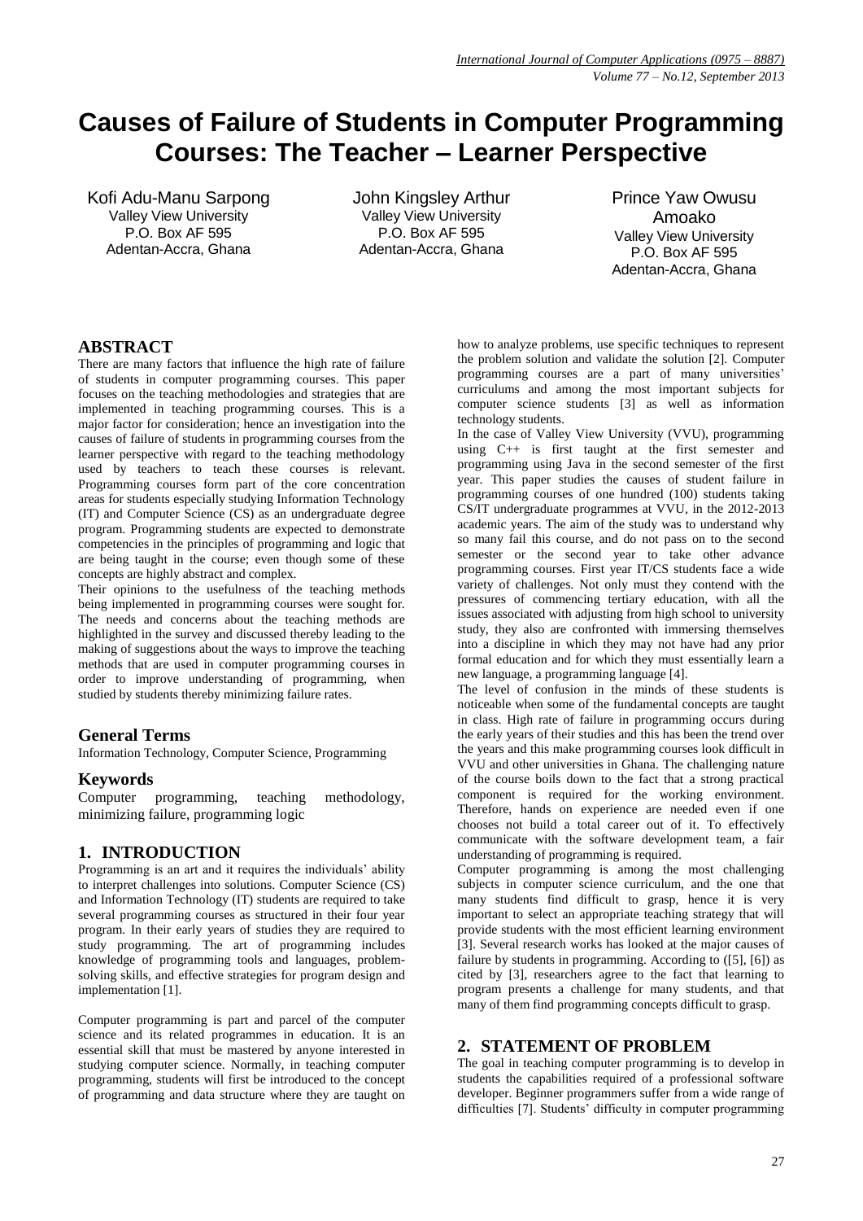# Causes of Failure of Students in Computer Programming Courses: The Teacher – Learner Perspective

Kofi Adu-Manu Sarpong
Valley View University
P.O. Box AF 595
Adentan-Accra, Ghana

John Kingsley Arthur
Valley View University
P.O. Box AF 595
Adentan-Accra, Ghana

Prince Yaw Owusu Amoako
Valley View University
P.O. Box AF 595
Adentan-Accra, Ghana

## ABSTRACT

There are many factors that influence the high rate of failure of students in computer programming courses. This paper focuses on the teaching methodologies and strategies that are implemented in teaching programming courses. This is a major factor for consideration; hence an investigation into the causes of failure of students in programming courses from the learner perspective with regard to the teaching methodology used by teachers to teach these courses is relevant. Programming courses form part of the core concentration areas for students especially studying Information Technology (IT) and Computer Science (CS) as an undergraduate degree program. Programming students are expected to demonstrate competencies in the principles of programming and logic that are being taught in the course; even though some of these concepts are highly abstract and complex.

Their opinions to the usefulness of the teaching methods being implemented in programming courses were sought for. The needs and concerns about the teaching methods are highlighted in the survey and discussed thereby leading to the making of suggestions about the ways to improve the teaching methods that are used in computer programming courses in order to improve understanding of programming, when studied by students thereby minimizing failure rates.

### General Terms

Information Technology, Computer Science, Programming

### Keywords

Computer programming, teaching methodology, minimizing failure, programming logic

## 1. INTRODUCTION

Programming is an art and it requires the individuals' ability to interpret challenges into solutions. Computer Science (CS) and Information Technology (IT) students are required to take several programming courses as structured in their four year program. In their early years of studies they are required to study programming. The art of programming includes knowledge of programming tools and languages, problem-solving skills, and effective strategies for program design and implementation [1].

Computer programming is part and parcel of the computer science and its related programmes in education. It is an essential skill that must be mastered by anyone interested in studying computer science. Normally, in teaching computer programming, students will first be introduced to the concept of programming and data structure where they are taught on how to analyze problems, use specific techniques to represent the problem solution and validate the solution [2]. Computer programming courses are a part of many universities' curriculums and among the most important subjects for computer science students [3] as well as information technology students.

In the case of Valley View University (VVU), programming using C++ is first taught at the first semester and programming using Java in the second semester of the first year. This paper studies the causes of student failure in programming courses of one hundred (100) students taking CS/IT undergraduate programmes at VVU, in the 2012-2013 academic years. The aim of the study was to understand why so many fail this course, and do not pass on to the second semester or the second year to take other advance programming courses. First year IT/CS students face a wide variety of challenges. Not only must they contend with the pressures of commencing tertiary education, with all the issues associated with adjusting from high school to university study, they also are confronted with immersing themselves into a discipline in which they may not have had any prior formal education and for which they must essentially learn a new language, a programming language [4].

The level of confusion in the minds of these students is noticeable when some of the fundamental concepts are taught in class. High rate of failure in programming occurs during the early years of their studies and this has been the trend over the years and this make programming courses look difficult in VVU and other universities in Ghana. The challenging nature of the course boils down to the fact that a strong practical component is required for the working environment. Therefore, hands on experience are needed even if one chooses not build a total career out of it. To effectively communicate with the software development team, a fair understanding of programming is required.

Computer programming is among the most challenging subjects in computer science curriculum, and the one that many students find difficult to grasp, hence it is very important to select an appropriate teaching strategy that will provide students with the most efficient learning environment [3]. Several research works has looked at the major causes of failure by students in programming. According to ([5], [6]) as cited by [3], researchers agree to the fact that learning to program presents a challenge for many students, and that many of them find programming concepts difficult to grasp.

## 2. STATEMENT OF PROBLEM

The goal in teaching computer programming is to develop in students the capabilities required of a professional software developer. Beginner programmers suffer from a wide range of difficulties [7]. Students' difficulty in computer programming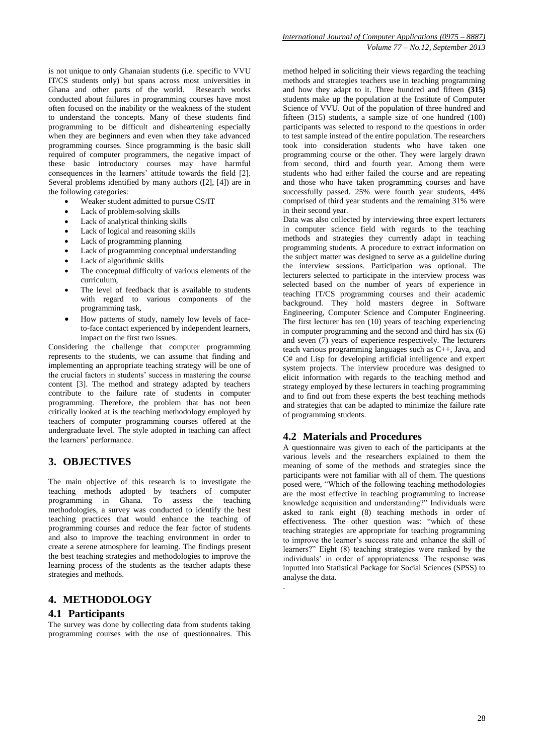is not unique to only Ghanaian students (i.e. specific to VVU IT/CS students only) but spans across most universities in Ghana and other parts of the world. Research works conducted about failures in programming courses have most often focused on the inability or the weakness of the student to understand the concepts. Many of these students find programming to be difficult and disheartening especially when they are beginners and even when they take advanced programming courses. Since programming is the basic skill required of computer programmers, the negative impact of these basic introductory courses may have harmful consequences in the learners' attitude towards the field [2]. Several problems identified by many authors ([2], [4]) are in the following categories:

- Weaker student admitted to pursue CS/IT
- Lack of problem-solving skills
- Lack of analytical thinking skills
- Lack of logical and reasoning skills
- Lack of programming planning
- Lack of programming conceptual understanding
- Lack of algorithmic skills
- The conceptual difficulty of various elements of the curriculum,
- The level of feedback that is available to students with regard to various components of the programming task,
- How patterns of study, namely low levels of face-to-face contact experienced by independent learners, impact on the first two issues.

Considering the challenge that computer programming represents to the students, we can assume that finding and implementing an appropriate teaching strategy will be one of the crucial factors in students' success in mastering the course content [3]. The method and strategy adapted by teachers contribute to the failure rate of students in computer programming. Therefore, the problem that has not been critically looked at is the teaching methodology employed by teachers of computer programming courses offered at the undergraduate level. The style adopted in teaching can affect the learners' performance.

## 3. OBJECTIVES

The main objective of this research is to investigate the teaching methods adopted by teachers of computer programming in Ghana. To assess the teaching methodologies, a survey was conducted to identify the best teaching practices that would enhance the teaching of programming courses and reduce the fear factor of students and also to improve the teaching environment in order to create a serene atmosphere for learning. The findings present the best teaching strategies and methodologies to improve the learning process of the students as the teacher adapts these strategies and methods.

## 4. METHODOLOGY

### 4.1 Participants

The survey was done by collecting data from students taking programming courses with the use of questionnaires. This method helped in soliciting their views regarding the teaching methods and strategies teachers use in teaching programming and how they adapt to it. Three hundred and fifteen **(315)** students make up the population at the Institute of Computer Science of VVU. Out of the population of three hundred and fifteen (315) students, a sample size of one hundred (100) participants was selected to respond to the questions in order to test sample instead of the entire population. The researchers took into consideration students who have taken one programming course or the other. They were largely drawn from second, third and fourth year. Among them were students who had either failed the course and are repeating and those who have taken programming courses and have successfully passed. 25% were fourth year students, 44% comprised of third year students and the remaining 31% were in their second year.

Data was also collected by interviewing three expert lecturers in computer science field with regards to the teaching methods and strategies they currently adapt in teaching programming students. A procedure to extract information on the subject matter was designed to serve as a guideline during the interview sessions. Participation was optional. The lecturers selected to participate in the interview process was selected based on the number of years of experience in teaching IT/CS programming courses and their academic background. They hold masters degree in Software Engineering, Computer Science and Computer Engineering. The first lecturer has ten (10) years of teaching experiencing in computer programming and the second and third has six (6) and seven (7) years of experience respectively. The lecturers teach various programming languages such as C++, Java, and C# and Lisp for developing artificial intelligence and expert system projects. The interview procedure was designed to elicit information with regards to the teaching method and strategy employed by these lecturers in teaching programming and to find out from these experts the best teaching methods and strategies that can be adapted to minimize the failure rate of programming students.

### 4.2 Materials and Procedures

A questionnaire was given to each of the participants at the various levels and the researchers explained to them the meaning of some of the methods and strategies since the participants were not familiar with all of them. The questions posed were, "Which of the following teaching methodologies are the most effective in teaching programming to increase knowledge acquisition and understanding?" Individuals were asked to rank eight (8) teaching methods in order of effectiveness. The other question was: "which of these teaching strategies are appropriate for teaching programming to improve the learner's success rate and enhance the skill of learners?" Eight (8) teaching strategies were ranked by the individuals' in order of appropriateness. The response was inputted into Statistical Package for Social Sciences (SPSS) to analyse the data.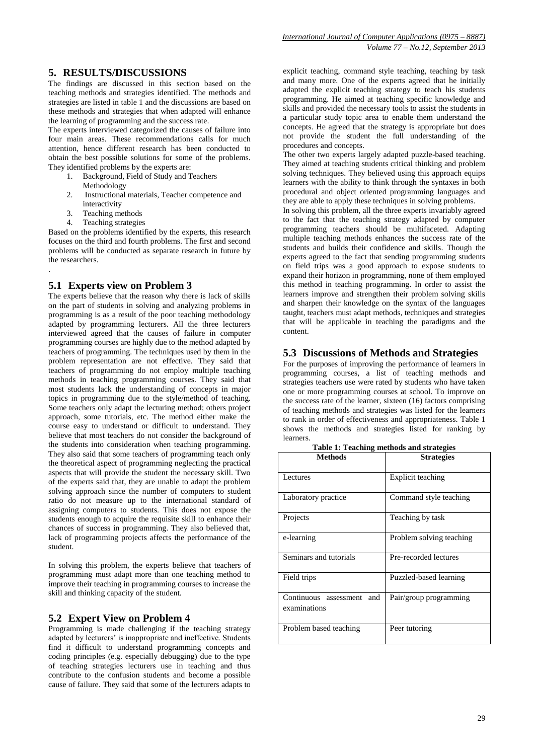## 5. RESULTS/DISCUSSIONS

The findings are discussed in this section based on the teaching methods and strategies identified. The methods and strategies are listed in table 1 and the discussions are based on these methods and strategies that when adapted will enhance the learning of programming and the success rate.

The experts interviewed categorized the causes of failure into four main areas. These recommendations calls for much attention, hence different research has been conducted to obtain the best possible solutions for some of the problems. They identified problems by the experts are:

1. Background, Field of Study and Teachers Methodology
2. Instructional materials, Teacher competence and interactivity
3. Teaching methods
4. Teaching strategies

Based on the problems identified by the experts, this research focuses on the third and fourth problems. The first and second problems will be conducted as separate research in future by the researchers.

.

### 5.1 Experts view on Problem 3

The experts believe that the reason why there is lack of skills on the part of students in solving and analyzing problems in programming is as a result of the poor teaching methodology adapted by programming lecturers. All the three lecturers interviewed agreed that the causes of failure in computer programming courses are highly due to the method adapted by teachers of programming. The techniques used by them in the problem representation are not effective. They said that teachers of programming do not employ multiple teaching methods in teaching programming courses. They said that most students lack the understanding of concepts in major topics in programming due to the style/method of teaching. Some teachers only adapt the lecturing method; others project approach, some tutorials, etc. The method either make the course easy to understand or difficult to understand. They believe that most teachers do not consider the background of the students into consideration when teaching programming. They also said that some teachers of programming teach only the theoretical aspect of programming neglecting the practical aspects that will provide the student the necessary skill. Two of the experts said that, they are unable to adapt the problem solving approach since the number of computers to student ratio do not measure up to the international standard of assigning computers to students. This does not expose the students enough to acquire the requisite skill to enhance their chances of success in programming. They also believed that, lack of programming projects affects the performance of the student.

In solving this problem, the experts believe that teachers of programming must adapt more than one teaching method to improve their teaching in programming courses to increase the skill and thinking capacity of the student.

### 5.2 Expert View on Problem 4

Programming is made challenging if the teaching strategy adapted by lecturers' is inappropriate and ineffective. Students find it difficult to understand programming concepts and coding principles (e.g. especially debugging) due to the type of teaching strategies lecturers use in teaching and thus contribute to the confusion students and become a possible cause of failure. They said that some of the lecturers adapts to explicit teaching, command style teaching, teaching by task and many more. One of the experts agreed that he initially adapted the explicit teaching strategy to teach his students programming. He aimed at teaching specific knowledge and skills and provided the necessary tools to assist the students in a particular study topic area to enable them understand the concepts. He agreed that the strategy is appropriate but does not provide the student the full understanding of the procedures and concepts.

The other two experts largely adapted puzzle-based teaching. They aimed at teaching students critical thinking and problem solving techniques. They believed using this approach equips learners with the ability to think through the syntaxes in both procedural and object oriented programming languages and they are able to apply these techniques in solving problems.

In solving this problem, all the three experts invariably agreed to the fact that the teaching strategy adapted by computer programming teachers should be multifaceted. Adapting multiple teaching methods enhances the success rate of the students and builds their confidence and skills. Though the experts agreed to the fact that sending programming students on field trips was a good approach to expose students to expand their horizon in programming, none of them employed this method in teaching programming. In order to assist the learners improve and strengthen their problem solving skills and sharpen their knowledge on the syntax of the languages taught, teachers must adapt methods, techniques and strategies that will be applicable in teaching the paradigms and the content.

### 5.3 Discussions of Methods and Strategies

For the purposes of improving the performance of learners in programming courses, a list of teaching methods and strategies teachers use were rated by students who have taken one or more programming courses at school. To improve on the success rate of the learner, sixteen (16) factors comprising of teaching methods and strategies was listed for the learners to rank in order of effectiveness and appropriateness. Table 1 shows the methods and strategies listed for ranking by learners.

**Table 1: Teaching methods and strategies**

| Methods | Strategies |
|---|---|
| Lectures | Explicit teaching |
| Laboratory practice | Command style teaching |
| Projects | Teaching by task |
| e-learning | Problem solving teaching |
| Seminars and tutorials | Pre-recorded lectures |
| Field trips | Puzzled-based learning |
| Continuous assessment and examinations | Pair/group programming |
| Problem based teaching | Peer tutoring |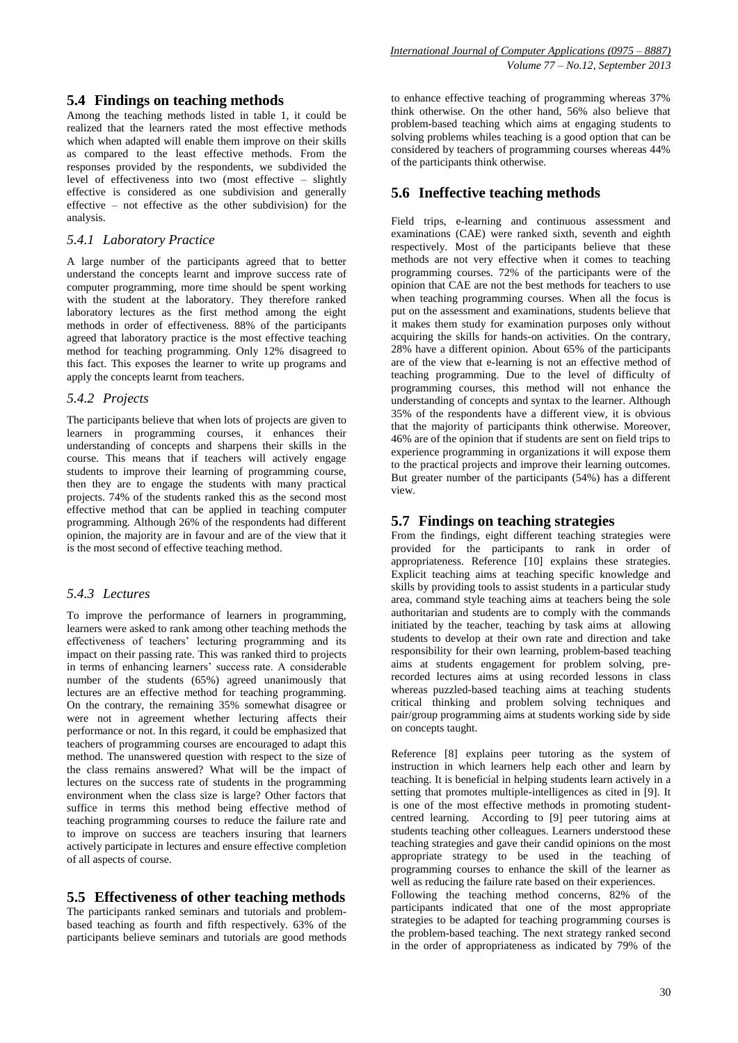## 5.4 Findings on teaching methods

Among the teaching methods listed in table 1, it could be realized that the learners rated the most effective methods which when adapted will enable them improve on their skills as compared to the least effective methods. From the responses provided by the respondents, we subdivided the level of effectiveness into two (most effective – slightly effective is considered as one subdivision and generally effective – not effective as the other subdivision) for the analysis.

### *5.4.1 Laboratory Practice*

A large number of the participants agreed that to better understand the concepts learnt and improve success rate of computer programming, more time should be spent working with the student at the laboratory. They therefore ranked laboratory lectures as the first method among the eight methods in order of effectiveness. 88% of the participants agreed that laboratory practice is the most effective teaching method for teaching programming. Only 12% disagreed to this fact. This exposes the learner to write up programs and apply the concepts learnt from teachers.

### *5.4.2 Projects*

The participants believe that when lots of projects are given to learners in programming courses, it enhances their understanding of concepts and sharpens their skills in the course. This means that if teachers will actively engage students to improve their learning of programming course, then they are to engage the students with many practical projects. 74% of the students ranked this as the second most effective method that can be applied in teaching computer programming. Although 26% of the respondents had different opinion, the majority are in favour and are of the view that it is the most second of effective teaching method.

### *5.4.3 Lectures*

To improve the performance of learners in programming, learners were asked to rank among other teaching methods the effectiveness of teachers' lecturing programming and its impact on their passing rate. This was ranked third to projects in terms of enhancing learners' success rate. A considerable number of the students (65%) agreed unanimously that lectures are an effective method for teaching programming. On the contrary, the remaining 35% somewhat disagree or were not in agreement whether lecturing affects their performance or not. In this regard, it could be emphasized that teachers of programming courses are encouraged to adapt this method. The unanswered question with respect to the size of the class remains answered? What will be the impact of lectures on the success rate of students in the programming environment when the class size is large? Other factors that suffice in terms this method being effective method of teaching programming courses to reduce the failure rate and to improve on success are teachers insuring that learners actively participate in lectures and ensure effective completion of all aspects of course.

## 5.5 Effectiveness of other teaching methods

The participants ranked seminars and tutorials and problem-based teaching as fourth and fifth respectively. 63% of the participants believe seminars and tutorials are good methods to enhance effective teaching of programming whereas 37% think otherwise. On the other hand, 56% also believe that problem-based teaching which aims at engaging students to solving problems whiles teaching is a good option that can be considered by teachers of programming courses whereas 44% of the participants think otherwise.

## 5.6 Ineffective teaching methods

Field trips, e-learning and continuous assessment and examinations (CAE) were ranked sixth, seventh and eighth respectively. Most of the participants believe that these methods are not very effective when it comes to teaching programming courses. 72% of the participants were of the opinion that CAE are not the best methods for teachers to use when teaching programming courses. When all the focus is put on the assessment and examinations, students believe that it makes them study for examination purposes only without acquiring the skills for hands-on activities. On the contrary, 28% have a different opinion. About 65% of the participants are of the view that e-learning is not an effective method of teaching programming. Due to the level of difficulty of programming courses, this method will not enhance the understanding of concepts and syntax to the learner. Although 35% of the respondents have a different view, it is obvious that the majority of participants think otherwise. Moreover, 46% are of the opinion that if students are sent on field trips to experience programming in organizations it will expose them to the practical projects and improve their learning outcomes. But greater number of the participants (54%) has a different view.

## 5.7 Findings on teaching strategies

From the findings, eight different teaching strategies were provided for the participants to rank in order of appropriateness. Reference [10] explains these strategies. Explicit teaching aims at teaching specific knowledge and skills by providing tools to assist students in a particular study area, command style teaching aims at teachers being the sole authoritarian and students are to comply with the commands initiated by the teacher, teaching by task aims at allowing students to develop at their own rate and direction and take responsibility for their own learning, problem-based teaching aims at students engagement for problem solving, pre-recorded lectures aims at using recorded lessons in class whereas puzzled-based teaching aims at teaching students critical thinking and problem solving techniques and pair/group programming aims at students working side by side on concepts taught.

Reference [8] explains peer tutoring as the system of instruction in which learners help each other and learn by teaching. It is beneficial in helping students learn actively in a setting that promotes multiple-intelligences as cited in [9]. It is one of the most effective methods in promoting student-centred learning. According to [9] peer tutoring aims at students teaching other colleagues. Learners understood these teaching strategies and gave their candid opinions on the most appropriate strategy to be used in the teaching of programming courses to enhance the skill of the learner as well as reducing the failure rate based on their experiences.

Following the teaching method concerns, 82% of the participants indicated that one of the most appropriate strategies to be adapted for teaching programming courses is the problem-based teaching. The next strategy ranked second in the order of appropriateness as indicated by 79% of the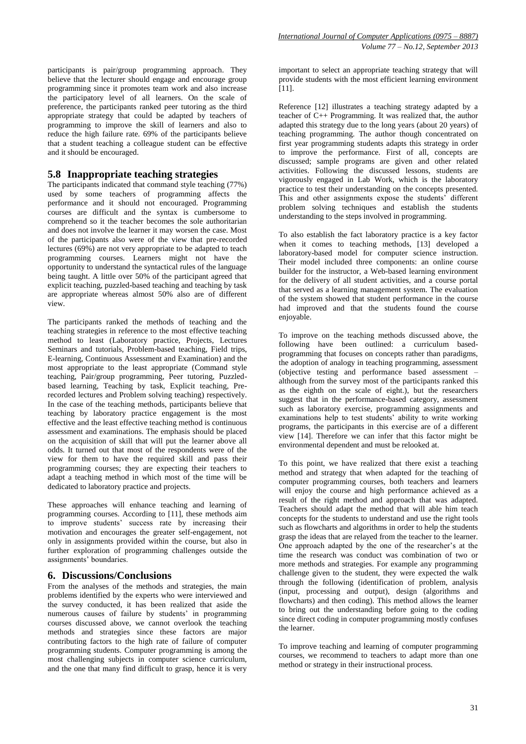participants is pair/group programming approach. They believe that the lecturer should engage and encourage group programming since it promotes team work and also increase the participatory level of all learners. On the scale of preference, the participants ranked peer tutoring as the third appropriate strategy that could be adapted by teachers of programming to improve the skill of learners and also to reduce the high failure rate. 69% of the participants believe that a student teaching a colleague student can be effective and it should be encouraged.

## 5.8 Inappropriate teaching strategies

The participants indicated that command style teaching (77%) used by some teachers of programming affects the performance and it should not encouraged. Programming courses are difficult and the syntax is cumbersome to comprehend so it the teacher becomes the sole authoritarian and does not involve the learner it may worsen the case. Most of the participants also were of the view that pre-recorded lectures (69%) are not very appropriate to be adapted to teach programming courses. Learners might not have the opportunity to understand the syntactical rules of the language being taught. A little over 50% of the participant agreed that explicit teaching, puzzled-based teaching and teaching by task are appropriate whereas almost 50% also are of different view.

The participants ranked the methods of teaching and the teaching strategies in reference to the most effective teaching method to least (Laboratory practice, Projects, Lectures Seminars and tutorials, Problem-based teaching, Field trips, E-learning, Continuous Assessment and Examination) and the most appropriate to the least appropriate (Command style teaching, Pair/group programming, Peer tutoring, Puzzled-based learning, Teaching by task, Explicit teaching, Pre-recorded lectures and Problem solving teaching) respectively. In the case of the teaching methods, participants believe that teaching by laboratory practice engagement is the most effective and the least effective teaching method is continuous assessment and examinations. The emphasis should be placed on the acquisition of skill that will put the learner above all odds. It turned out that most of the respondents were of the view for them to have the required skill and pass their programming courses; they are expecting their teachers to adapt a teaching method in which most of the time will be dedicated to laboratory practice and projects.

These approaches will enhance teaching and learning of programming courses. According to [11], these methods aim to improve students' success rate by increasing their motivation and encourages the greater self-engagement, not only in assignments provided within the course, but also in further exploration of programming challenges outside the assignments' boundaries.

# 6. Discussions/Conclusions

From the analyses of the methods and strategies, the main problems identified by the experts who were interviewed and the survey conducted, it has been realized that aside the numerous causes of failure by students' in programming courses discussed above, we cannot overlook the teaching methods and strategies since these factors are major contributing factors to the high rate of failure of computer programming students. Computer programming is among the most challenging subjects in computer science curriculum, and the one that many find difficult to grasp, hence it is very important to select an appropriate teaching strategy that will provide students with the most efficient learning environment [11].

Reference [12] illustrates a teaching strategy adapted by a teacher of C++ Programming. It was realized that, the author adapted this strategy due to the long years (about 20 years) of teaching programming. The author though concentrated on first year programming students adapts this strategy in order to improve the performance. First of all, concepts are discussed; sample programs are given and other related activities. Following the discussed lessons, students are vigorously engaged in Lab Work, which is the laboratory practice to test their understanding on the concepts presented. This and other assignments expose the students' different problem solving techniques and establish the students understanding to the steps involved in programming.

To also establish the fact laboratory practice is a key factor when it comes to teaching methods, [13] developed a laboratory-based model for computer science instruction. Their model included three components: an online course builder for the instructor, a Web-based learning environment for the delivery of all student activities, and a course portal that served as a learning management system. The evaluation of the system showed that student performance in the course had improved and that the students found the course enjoyable.

To improve on the teaching methods discussed above, the following have been outlined: a curriculum based-programming that focuses on concepts rather than paradigms, the adoption of analogy in teaching programming, assessment (objective testing and performance based assessment – although from the survey most of the participants ranked this as the eighth on the scale of eight.), but the researchers suggest that in the performance-based category, assessment such as laboratory exercise, programming assignments and examinations help to test students' ability to write working programs, the participants in this exercise are of a different view [14]. Therefore we can infer that this factor might be environmental dependent and must be relooked at.

To this point, we have realized that there exist a teaching method and strategy that when adapted for the teaching of computer programming courses, both teachers and learners will enjoy the course and high performance achieved as a result of the right method and approach that was adapted. Teachers should adapt the method that will able him teach concepts for the students to understand and use the right tools such as flowcharts and algorithms in order to help the students grasp the ideas that are relayed from the teacher to the learner. One approach adapted by the one of the researcher's at the time the research was conduct was combination of two or more methods and strategies. For example any programming challenge given to the student, they were expected the walk through the following (identification of problem, analysis (input, processing and output), design (algorithms and flowcharts) and then coding). This method allows the learner to bring out the understanding before going to the coding since direct coding in computer programming mostly confuses the learner.

To improve teaching and learning of computer programming courses, we recommend to teachers to adapt more than one method or strategy in their instructional process.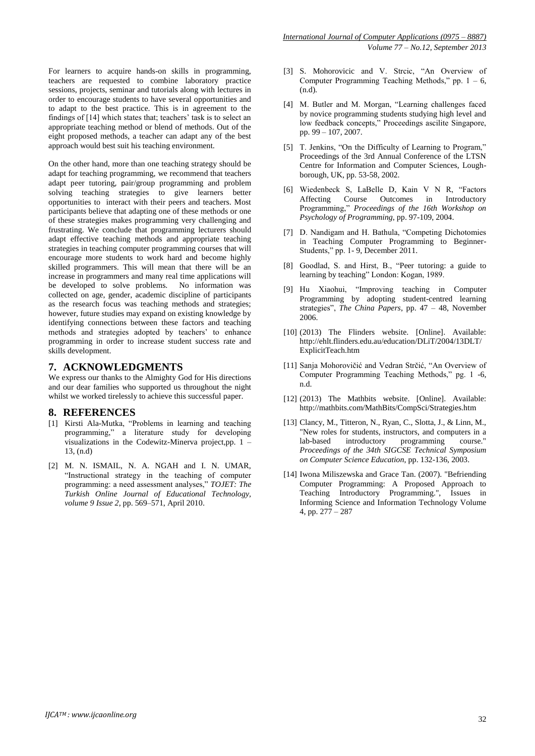For learners to acquire hands-on skills in programming, teachers are requested to combine laboratory practice sessions, projects, seminar and tutorials along with lectures in order to encourage students to have several opportunities and to adapt to the best practice. This is in agreement to the findings of [14] which states that; teachers' task is to select an appropriate teaching method or blend of methods. Out of the eight proposed methods, a teacher can adapt any of the best approach would best suit his teaching environment.

On the other hand, more than one teaching strategy should be adapt for teaching programming, we recommend that teachers adapt peer tutoring, pair/group programming and problem solving teaching strategies to give learners better opportunities to interact with their peers and teachers. Most participants believe that adapting one of these methods or one of these strategies makes programming very challenging and frustrating. We conclude that programming lecturers should adapt effective teaching methods and appropriate teaching strategies in teaching computer programming courses that will encourage more students to work hard and become highly skilled programmers. This will mean that there will be an increase in programmers and many real time applications will be developed to solve problems. No information was collected on age, gender, academic discipline of participants as the research focus was teaching methods and strategies; however, future studies may expand on existing knowledge by identifying connections between these factors and teaching methods and strategies adopted by teachers' to enhance programming in order to increase student success rate and skills development.

## 7. ACKNOWLEDGMENTS

We express our thanks to the Almighty God for His directions and our dear families who supported us throughout the night whilst we worked tirelessly to achieve this successful paper.

## 8. REFERENCES

[1] Kirsti Ala-Mutka, "Problems in learning and teaching programming," a literature study for developing visualizations in the Codewitz-Minerva project,pp. 1 – 13, (n.d)

[2] M. N. ISMAIL, N. A. NGAH and I. N. UMAR, "Instructional strategy in the teaching of computer programming: a need assessment analyses," *TOJET: The Turkish Online Journal of Educational Technology, volume 9 Issue 2*, pp. 569–571, April 2010.

[3] S. Mohorovicic and V. Strcic, "An Overview of Computer Programming Teaching Methods," pp. 1 – 6, (n.d).

[4] M. Butler and M. Morgan, "Learning challenges faced by novice programming students studying high level and low feedback concepts," Proceedings ascilite Singapore, pp. 99 – 107, 2007.

[5] T. Jenkins, "On the Difficulty of Learning to Program," Proceedings of the 3rd Annual Conference of the LTSN Centre for Information and Computer Sciences, Loughborough, UK, pp. 53-58, 2002.

[6] Wiedenbeck S, LaBelle D, Kain V N R, "Factors Affecting Course Outcomes in Introductory Programming," *Proceedings of the 16th Workshop on Psychology of Programming*, pp. 97-109, 2004.

[7] D. Nandigam and H. Bathula, "Competing Dichotomies in Teaching Computer Programming to Beginner-Students," pp. 1- 9, December 2011.

[8] Goodlad, S. and Hirst, B., "Peer tutoring: a guide to learning by teaching" London: Kogan, 1989.

[9] Hu Xiaohui, "Improving teaching in Computer Programming by adopting student-centred learning strategies", *The China Papers*, pp. 47 – 48, November 2006.

[10] (2013) The Flinders website. [Online]. Available: http://ehlt.flinders.edu.au/education/DLiT/2004/13DLT/ExplicitTeach.htm

[11] Sanja Mohorovičić and Vedran Strčić, "An Overview of Computer Programming Teaching Methods," pg. 1 -6, n.d.

[12] (2013) The Mathbits website. [Online]. Available: http://mathbits.com/MathBits/CompSci/Strategies.htm

[13] Clancy, M., Titteron, N., Ryan, C., Slotta, J., & Linn, M., "New roles for students, instructors, and computers in a lab-based introductory programming course." *Proceedings of the 34th SIGCSE Technical Symposium on Computer Science Education*, pp. 132-136, 2003.

[14] Iwona Miliszewska and Grace Tan. (2007). "Befriending Computer Programming: A Proposed Approach to Teaching Introductory Programming.", Issues in Informing Science and Information Technology Volume 4, pp. 277 – 287